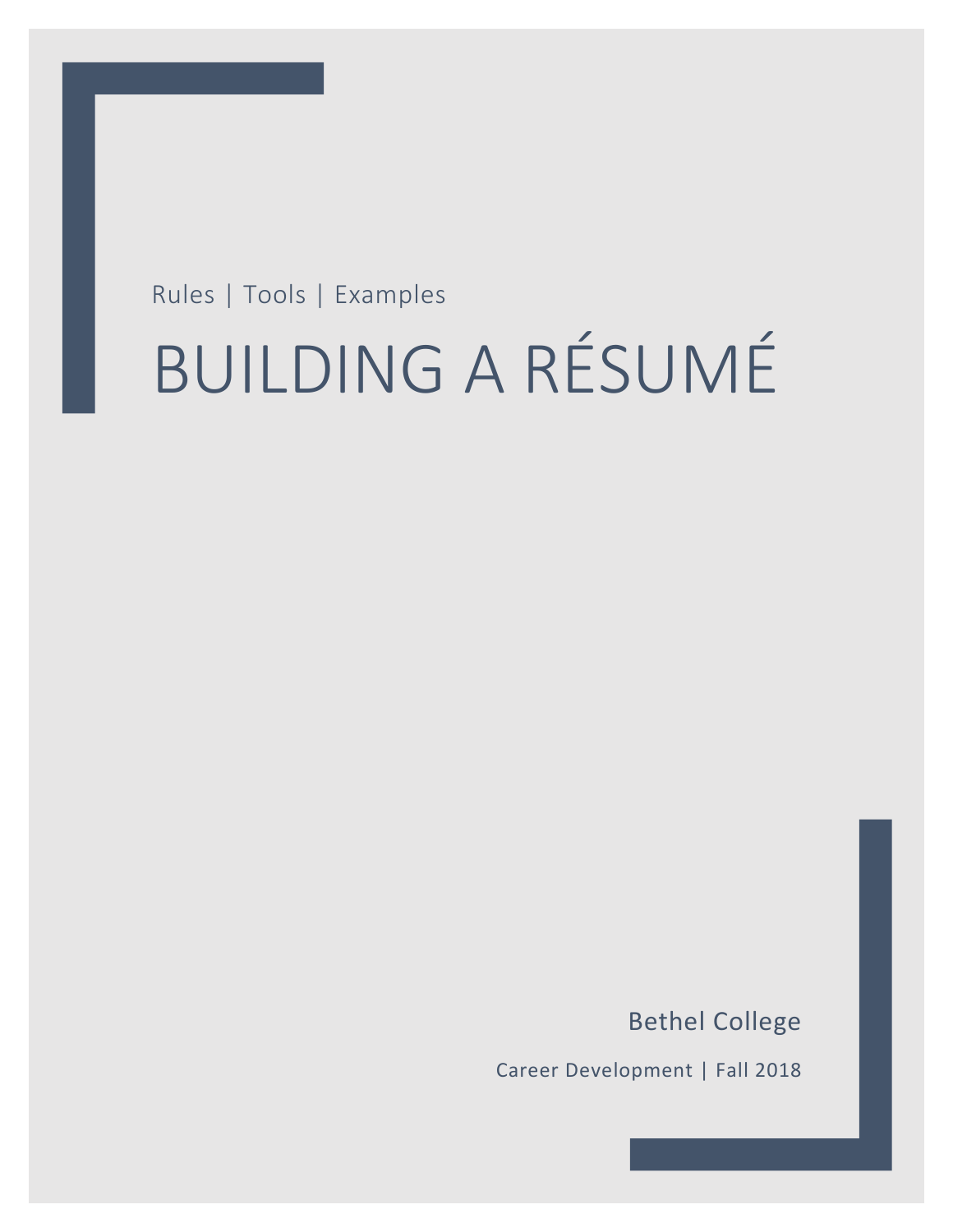Rules | Tools | Examples

# BUILDING A RÉSUMÉ

Bethel College

Career Development | Fall 2018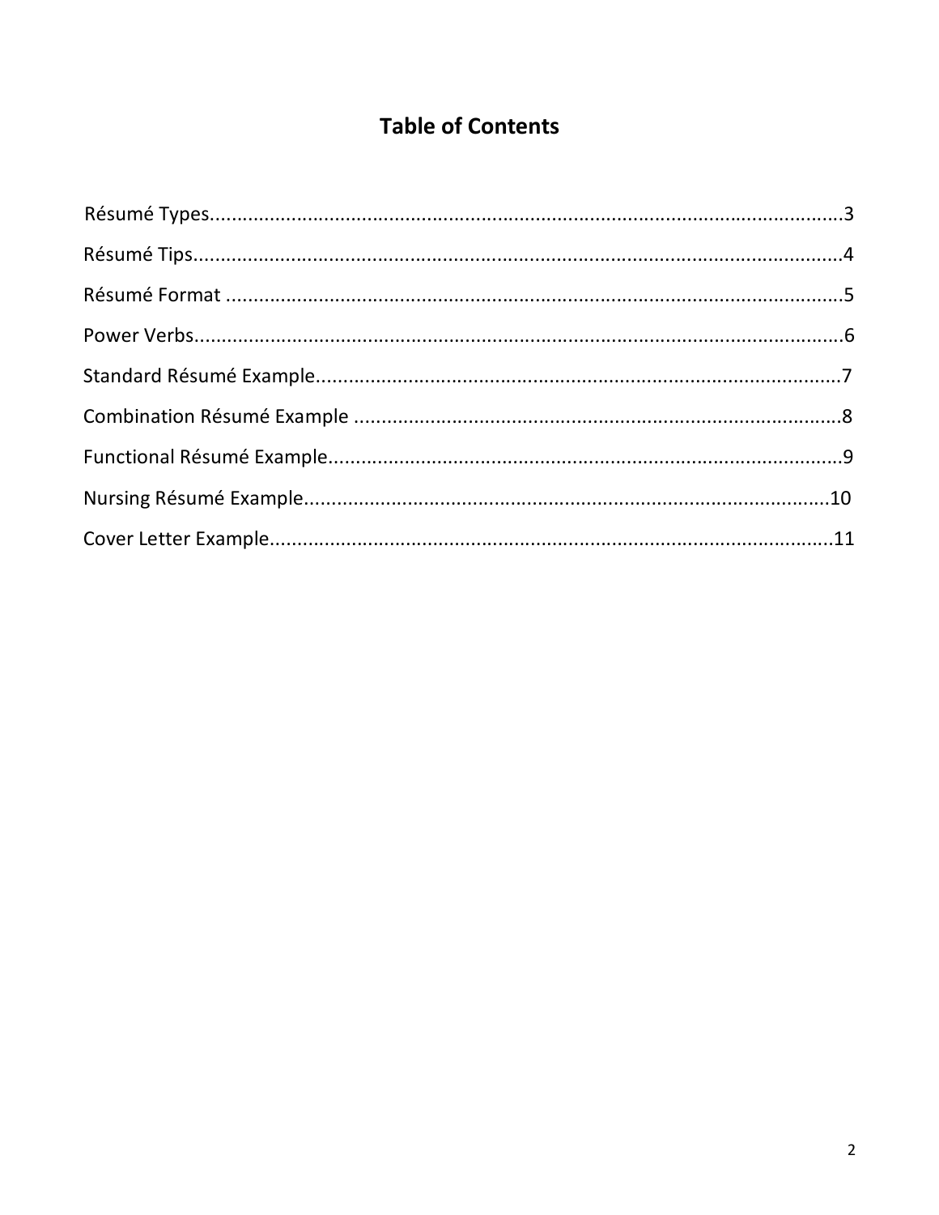# Table of Contents

Résumé Types....................................................................................................................3

Résumé Tips.......................................................................................................................4

Résumé Format .................................................................................................................5

Power Verbs.......................................................................................................................6

Standard Résumé Example.................................................................................................7

Combination Résumé Example ..........................................................................................8

Functional Résumé Example...............................................................................................9

Nursing Résumé Example.................................................................................................10

Cover Letter Example........................................................................................................11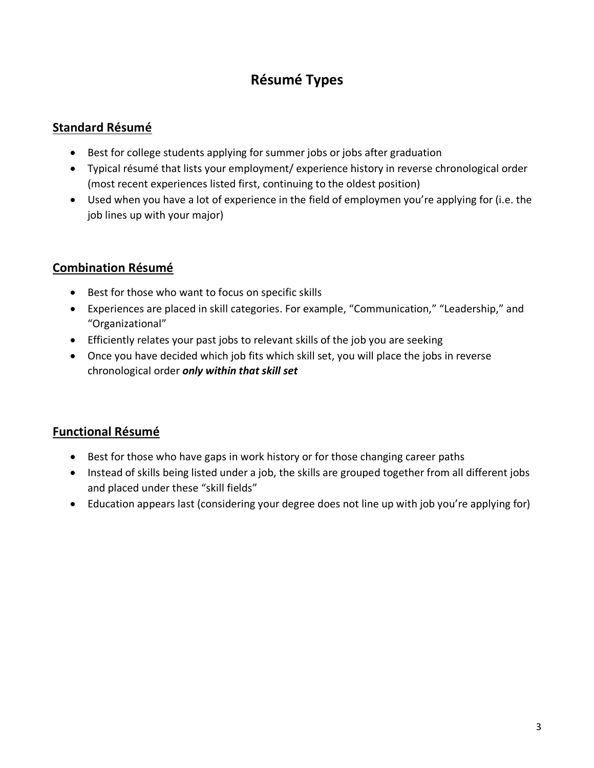# Résumé Types

## Standard Résumé

- Best for college students applying for summer jobs or jobs after graduation
- Typical résumé that lists your employment/ experience history in reverse chronological order (most recent experiences listed first, continuing to the oldest position)
- Used when you have a lot of experience in the field of employmen you're applying for (i.e. the job lines up with your major)

## Combination Résumé

- Best for those who want to focus on specific skills
- Experiences are placed in skill categories. For example, "Communication," "Leadership," and "Organizational"
- Efficiently relates your past jobs to relevant skills of the job you are seeking
- Once you have decided which job fits which skill set, you will place the jobs in reverse chronological order ***only within that skill set***

## Functional Résumé

- Best for those who have gaps in work history or for those changing career paths
- Instead of skills being listed under a job, the skills are grouped together from all different jobs and placed under these "skill fields"
- Education appears last (considering your degree does not line up with job you're applying for)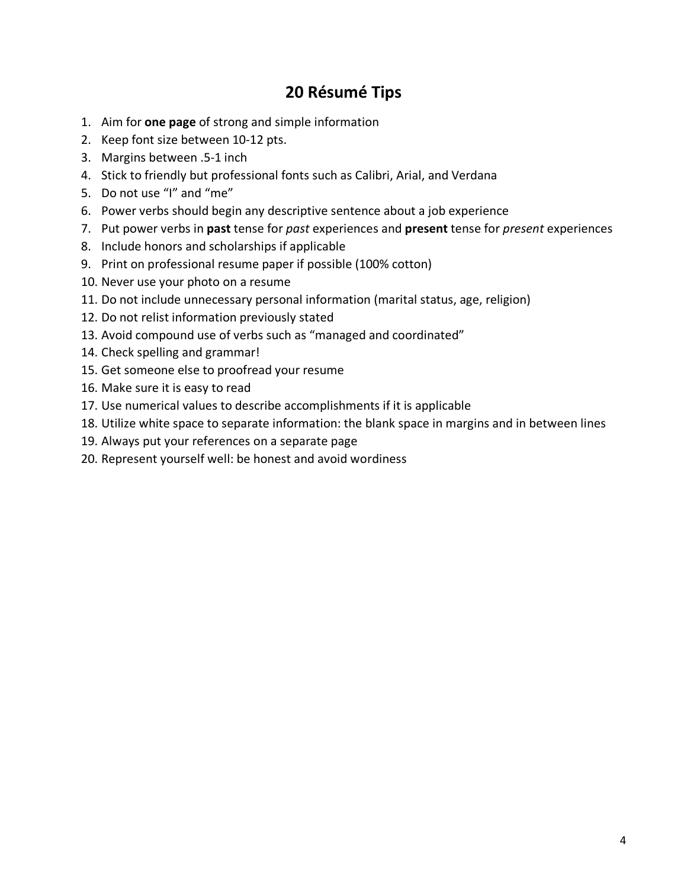# 20 Résumé Tips

1. Aim for **one page** of strong and simple information
2. Keep font size between 10-12 pts.
3. Margins between .5-1 inch
4. Stick to friendly but professional fonts such as Calibri, Arial, and Verdana
5. Do not use "I" and "me"
6. Power verbs should begin any descriptive sentence about a job experience
7. Put power verbs in **past** tense for *past* experiences and **present** tense for *present* experiences
8. Include honors and scholarships if applicable
9. Print on professional resume paper if possible (100% cotton)
10. Never use your photo on a resume
11. Do not include unnecessary personal information (marital status, age, religion)
12. Do not relist information previously stated
13. Avoid compound use of verbs such as "managed and coordinated"
14. Check spelling and grammar!
15. Get someone else to proofread your resume
16. Make sure it is easy to read
17. Use numerical values to describe accomplishments if it is applicable
18. Utilize white space to separate information: the blank space in margins and in between lines
19. Always put your references on a separate page
20. Represent yourself well: be honest and avoid wordiness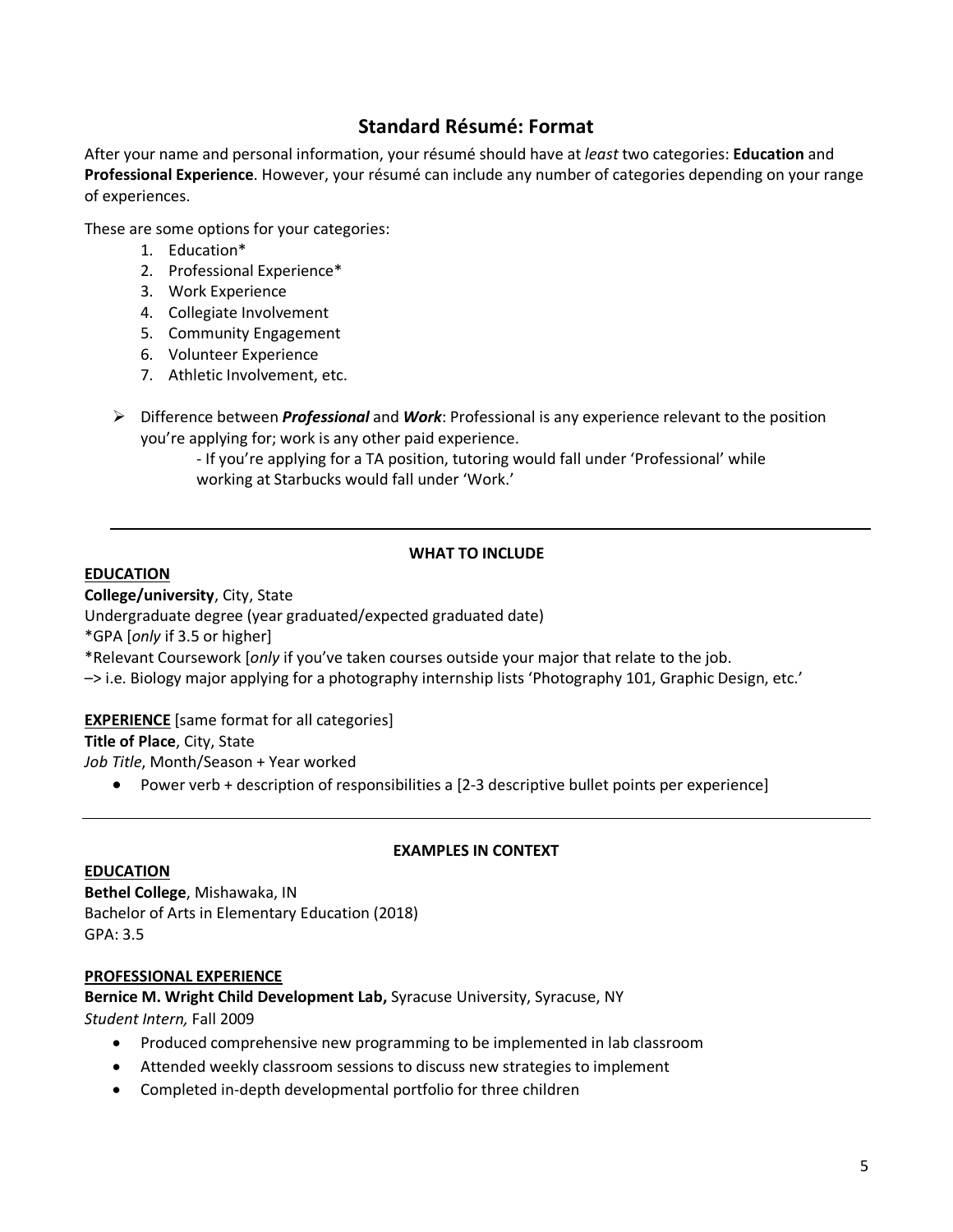## Standard Résumé: Format

After your name and personal information, your résumé should have at *least* two categories: **Education** and **Professional Experience**. However, your résumé can include any number of categories depending on your range of experiences.

These are some options for your categories:

1. Education*
2. Professional Experience*
3. Work Experience
4. Collegiate Involvement
5. Community Engagement
6. Volunteer Experience
7. Athletic Involvement, etc.

- Difference between ***Professional*** and ***Work***: Professional is any experience relevant to the position you're applying for; work is any other paid experience.
  - If you're applying for a TA position, tutoring would fall under 'Professional' while working at Starbucks would fall under 'Work.'

---

**WHAT TO INCLUDE**

**EDUCATION**

**College/university**, City, State
Undergraduate degree (year graduated/expected graduated date)
*GPA [*only* if 3.5 or higher]
*Relevant Coursework [*only* if you've taken courses outside your major that relate to the job.
–> i.e. Biology major applying for a photography internship lists 'Photography 101, Graphic Design, etc.'

**EXPERIENCE** [same format for all categories]
**Title of Place**, City, State
*Job Title*, Month/Season + Year worked

- Power verb + description of responsibilities a [2-3 descriptive bullet points per experience]

---

**EXAMPLES IN CONTEXT**

**EDUCATION**

**Bethel College**, Mishawaka, IN
Bachelor of Arts in Elementary Education (2018)
GPA: 3.5

**PROFESSIONAL EXPERIENCE**

**Bernice M. Wright Child Development Lab,** Syracuse University, Syracuse, NY
*Student Intern,* Fall 2009

- Produced comprehensive new programming to be implemented in lab classroom
- Attended weekly classroom sessions to discuss new strategies to implement
- Completed in-depth developmental portfolio for three children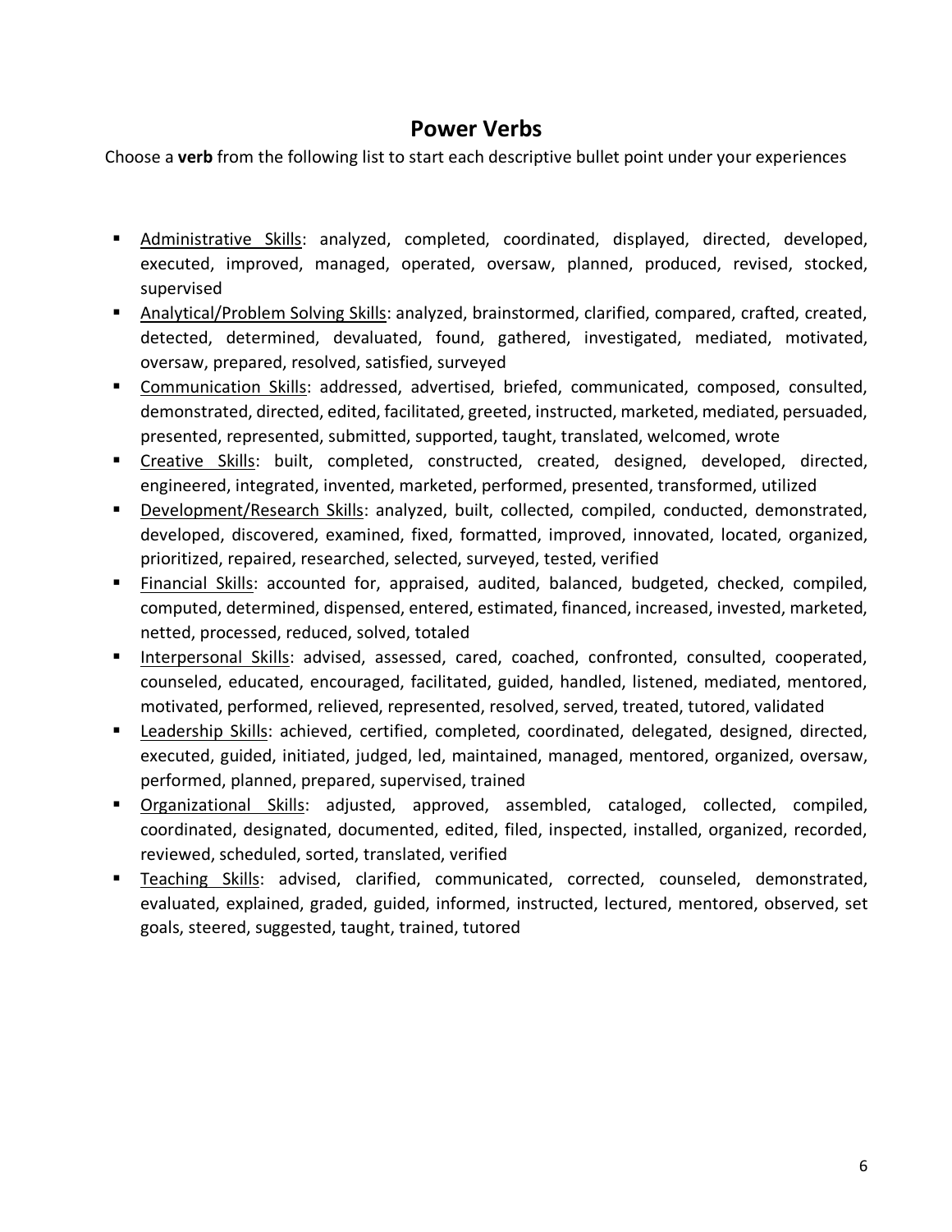## Power Verbs

Choose a **verb** from the following list to start each descriptive bullet point under your experiences

- <u>Administrative Skills</u>: analyzed, completed, coordinated, displayed, directed, developed, executed, improved, managed, operated, oversaw, planned, produced, revised, stocked, supervised
- <u>Analytical/Problem Solving Skills</u>: analyzed, brainstormed, clarified, compared, crafted, created, detected, determined, devaluated, found, gathered, investigated, mediated, motivated, oversaw, prepared, resolved, satisfied, surveyed
- <u>Communication Skills</u>: addressed, advertised, briefed, communicated, composed, consulted, demonstrated, directed, edited, facilitated, greeted, instructed, marketed, mediated, persuaded, presented, represented, submitted, supported, taught, translated, welcomed, wrote
- <u>Creative Skills</u>: built, completed, constructed, created, designed, developed, directed, engineered, integrated, invented, marketed, performed, presented, transformed, utilized
- <u>Development/Research Skills</u>: analyzed, built, collected, compiled, conducted, demonstrated, developed, discovered, examined, fixed, formatted, improved, innovated, located, organized, prioritized, repaired, researched, selected, surveyed, tested, verified
- <u>Financial Skills</u>: accounted for, appraised, audited, balanced, budgeted, checked, compiled, computed, determined, dispensed, entered, estimated, financed, increased, invested, marketed, netted, processed, reduced, solved, totaled
- <u>Interpersonal Skills</u>: advised, assessed, cared, coached, confronted, consulted, cooperated, counseled, educated, encouraged, facilitated, guided, handled, listened, mediated, mentored, motivated, performed, relieved, represented, resolved, served, treated, tutored, validated
- <u>Leadership Skills</u>: achieved, certified, completed, coordinated, delegated, designed, directed, executed, guided, initiated, judged, led, maintained, managed, mentored, organized, oversaw, performed, planned, prepared, supervised, trained
- <u>Organizational Skills</u>: adjusted, approved, assembled, cataloged, collected, compiled, coordinated, designated, documented, edited, filed, inspected, installed, organized, recorded, reviewed, scheduled, sorted, translated, verified
- <u>Teaching Skills</u>: advised, clarified, communicated, corrected, counseled, demonstrated, evaluated, explained, graded, guided, informed, instructed, lectured, mentored, observed, set goals, steered, suggested, taught, trained, tutored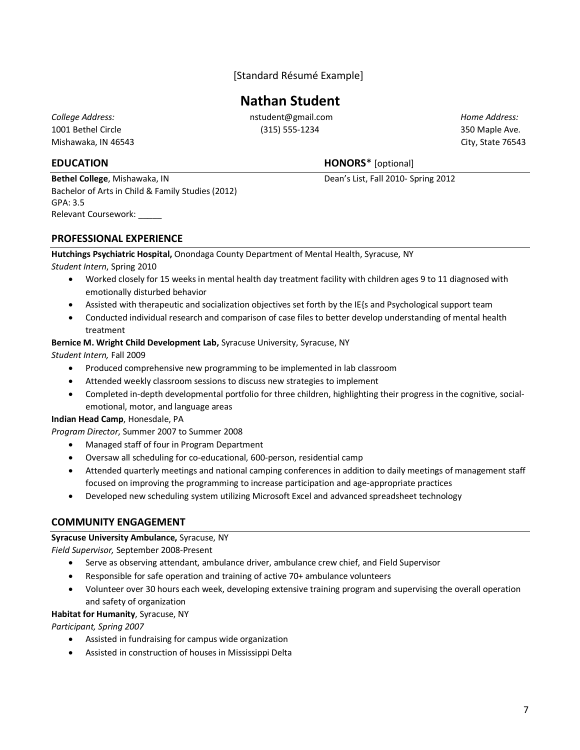[Standard Résumé Example]

# Nathan Student

*College Address:*
1001 Bethel Circle
Mishawaka, IN 46543

nstudent@gmail.com
(315) 555-1234

*Home Address:*
350 Maple Ave.
City, State 76543

## EDUCATION

**Bethel College**, Mishawaka, IN
Bachelor of Arts in Child & Family Studies (2012)
GPA: 3.5
Relevant Coursework: _____

## HONORS* [optional]

Dean's List, Fall 2010- Spring 2012

## PROFESSIONAL EXPERIENCE

**Hutchings Psychiatric Hospital,** Onondaga County Department of Mental Health, Syracuse, NY
*Student Intern*, Spring 2010

- Worked closely for 15 weeks in mental health day treatment facility with children ages 9 to 11 diagnosed with emotionally disturbed behavior
- Assisted with therapeutic and socialization objectives set forth by the IE{s and Psychological support team
- Conducted individual research and comparison of case files to better develop understanding of mental health treatment

**Bernice M. Wright Child Development Lab,** Syracuse University, Syracuse, NY
*Student Intern,* Fall 2009

- Produced comprehensive new programming to be implemented in lab classroom
- Attended weekly classroom sessions to discuss new strategies to implement
- Completed in-depth developmental portfolio for three children, highlighting their progress in the cognitive, social-emotional, motor, and language areas

**Indian Head Camp**, Honesdale, PA
*Program Director*, Summer 2007 to Summer 2008

- Managed staff of four in Program Department
- Oversaw all scheduling for co-educational, 600-person, residential camp
- Attended quarterly meetings and national camping conferences in addition to daily meetings of management staff focused on improving the programming to increase participation and age-appropriate practices
- Developed new scheduling system utilizing Microsoft Excel and advanced spreadsheet technology

## COMMUNITY ENGAGEMENT

**Syracuse University Ambulance,** Syracuse, NY
*Field Supervisor,* September 2008-Present

- Serve as observing attendant, ambulance driver, ambulance crew chief, and Field Supervisor
- Responsible for safe operation and training of active 70+ ambulance volunteers
- Volunteer over 30 hours each week, developing extensive training program and supervising the overall operation and safety of organization

**Habitat for Humanity**, Syracuse, NY
*Participant, Spring 2007*

- Assisted in fundraising for campus wide organization
- Assisted in construction of houses in Mississippi Delta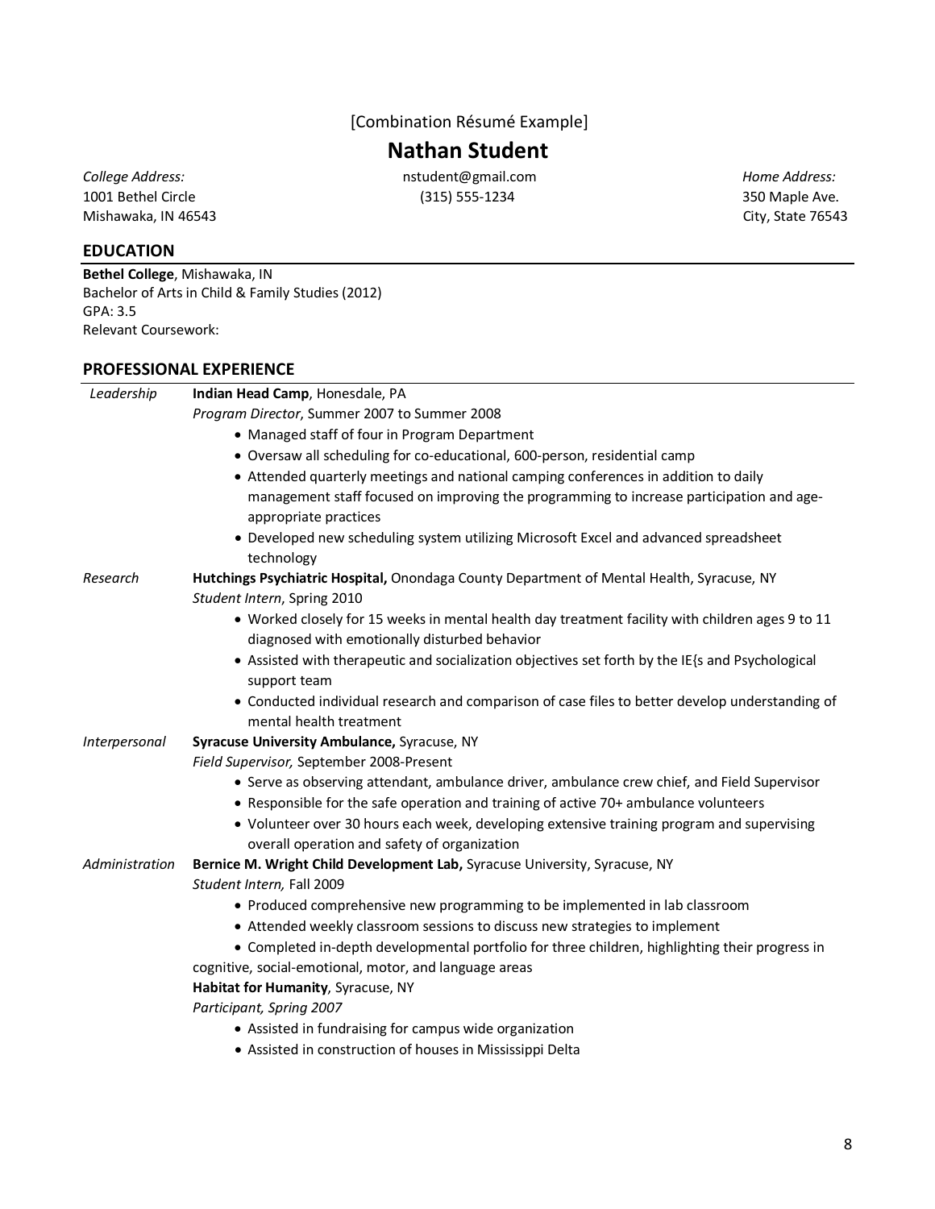[Combination Résumé Example]

# Nathan Student

*College Address:*
1001 Bethel Circle
Mishawaka, IN 46543

nstudent@gmail.com
(315) 555-1234

*Home Address:*
350 Maple Ave.
City, State 76543

## EDUCATION

**Bethel College**, Mishawaka, IN
Bachelor of Arts in Child & Family Studies (2012)
GPA: 3.5
Relevant Coursework:

## PROFESSIONAL EXPERIENCE

*Leadership*

**Indian Head Camp**, Honesdale, PA
*Program Director*, Summer 2007 to Summer 2008

- Managed staff of four in Program Department
- Oversaw all scheduling for co-educational, 600-person, residential camp
- Attended quarterly meetings and national camping conferences in addition to daily management staff focused on improving the programming to increase participation and age-appropriate practices
- Developed new scheduling system utilizing Microsoft Excel and advanced spreadsheet technology

*Research*

**Hutchings Psychiatric Hospital,** Onondaga County Department of Mental Health, Syracuse, NY
*Student Intern*, Spring 2010

- Worked closely for 15 weeks in mental health day treatment facility with children ages 9 to 11 diagnosed with emotionally disturbed behavior
- Assisted with therapeutic and socialization objectives set forth by the IE{s and Psychological support team
- Conducted individual research and comparison of case files to better develop understanding of mental health treatment

*Interpersonal*

**Syracuse University Ambulance,** Syracuse, NY
*Field Supervisor,* September 2008-Present

- Serve as observing attendant, ambulance driver, ambulance crew chief, and Field Supervisor
- Responsible for the safe operation and training of active 70+ ambulance volunteers
- Volunteer over 30 hours each week, developing extensive training program and supervising overall operation and safety of organization

*Administration*

**Bernice M. Wright Child Development Lab,** Syracuse University, Syracuse, NY
*Student Intern,* Fall 2009

- Produced comprehensive new programming to be implemented in lab classroom
- Attended weekly classroom sessions to discuss new strategies to implement
- Completed in-depth developmental portfolio for three children, highlighting their progress in cognitive, social-emotional, motor, and language areas

**Habitat for Humanity**, Syracuse, NY
*Participant, Spring 2007*

- Assisted in fundraising for campus wide organization
- Assisted in construction of houses in Mississippi Delta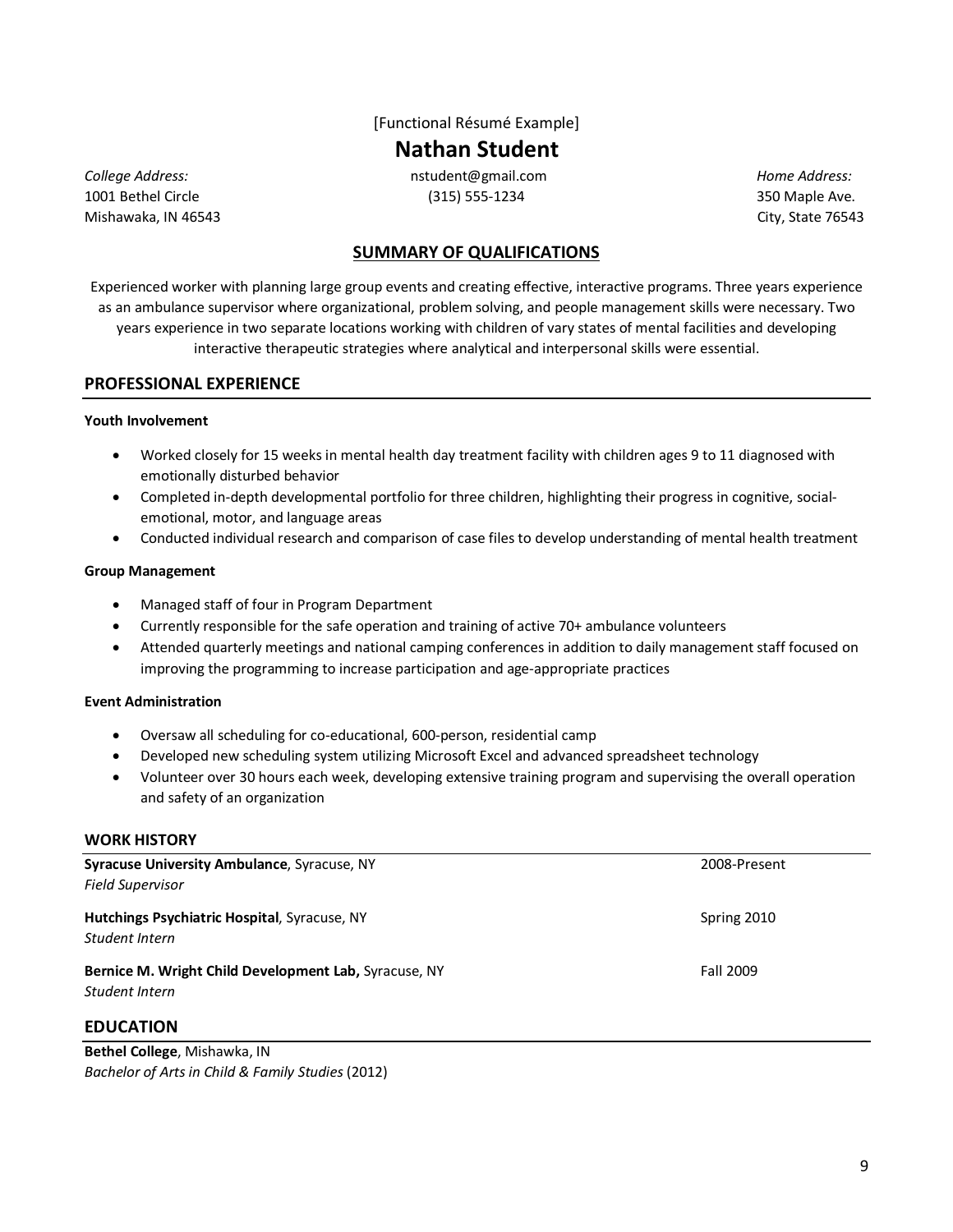[Functional Résumé Example]

# Nathan Student

*College Address:*
1001 Bethel Circle
Mishawaka, IN 46543

nstudent@gmail.com
(315) 555-1234

*Home Address:*
350 Maple Ave.
City, State 76543

## SUMMARY OF QUALIFICATIONS

Experienced worker with planning large group events and creating effective, interactive programs. Three years experience as an ambulance supervisor where organizational, problem solving, and people management skills were necessary. Two years experience in two separate locations working with children of vary states of mental facilities and developing interactive therapeutic strategies where analytical and interpersonal skills were essential.

## PROFESSIONAL EXPERIENCE

**Youth Involvement**

- Worked closely for 15 weeks in mental health day treatment facility with children ages 9 to 11 diagnosed with emotionally disturbed behavior
- Completed in-depth developmental portfolio for three children, highlighting their progress in cognitive, social-emotional, motor, and language areas
- Conducted individual research and comparison of case files to develop understanding of mental health treatment

**Group Management**

- Managed staff of four in Program Department
- Currently responsible for the safe operation and training of active 70+ ambulance volunteers
- Attended quarterly meetings and national camping conferences in addition to daily management staff focused on improving the programming to increase participation and age-appropriate practices

**Event Administration**

- Oversaw all scheduling for co-educational, 600-person, residential camp
- Developed new scheduling system utilizing Microsoft Excel and advanced spreadsheet technology
- Volunteer over 30 hours each week, developing extensive training program and supervising the overall operation and safety of an organization

## WORK HISTORY

**Syracuse University Ambulance**, Syracuse, NY — 2008-Present
*Field Supervisor*

**Hutchings Psychiatric Hospital**, Syracuse, NY — Spring 2010
*Student Intern*

**Bernice M. Wright Child Development Lab,** Syracuse, NY — Fall 2009
*Student Intern*

## EDUCATION

**Bethel College**, Mishawka, IN
*Bachelor of Arts in Child & Family Studies* (2012)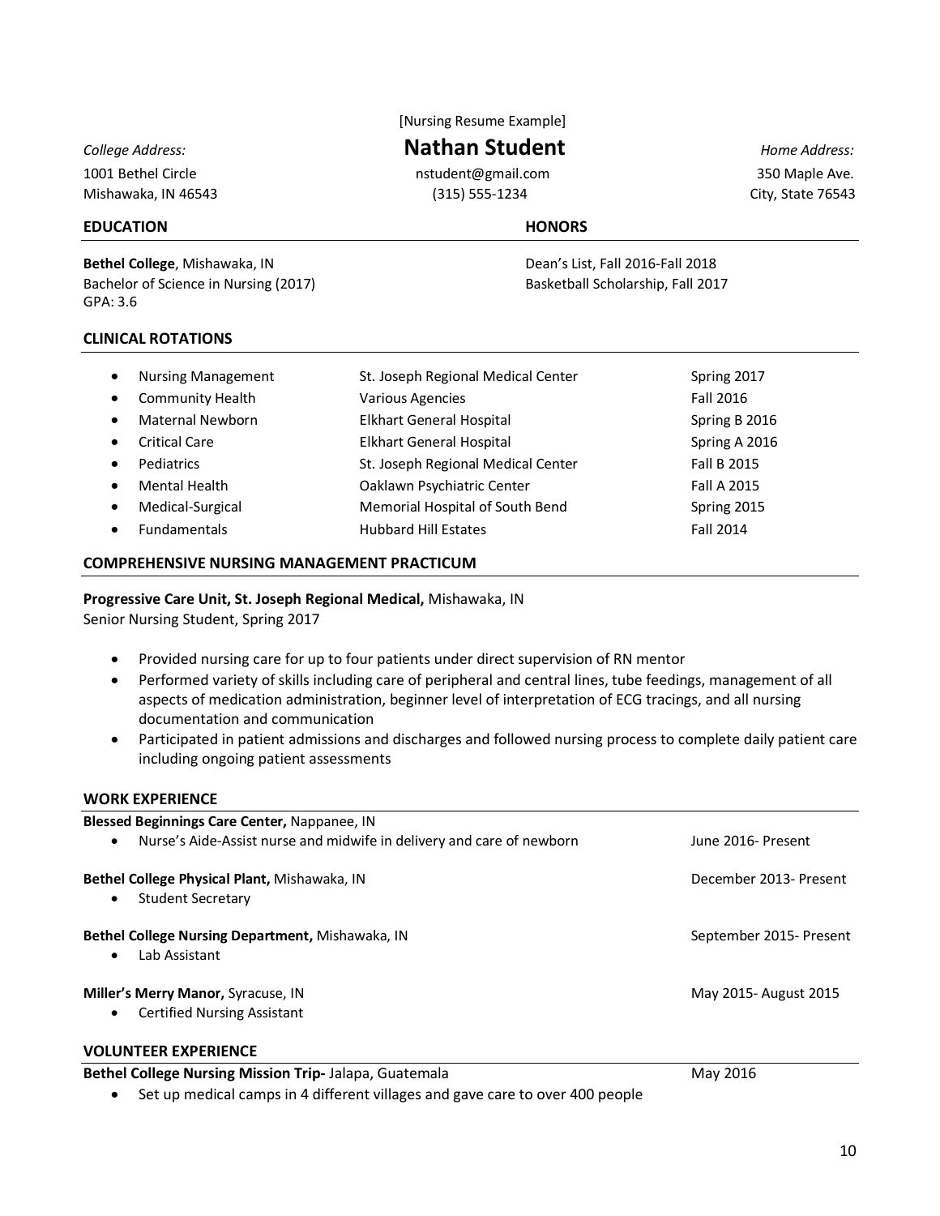[Nursing Resume Example]

# Nathan Student

*College Address:*
1001 Bethel Circle
Mishawaka, IN 46543

nstudent@gmail.com
(315) 555-1234

*Home Address:*
350 Maple Ave.
City, State 76543

## EDUCATION

**Bethel College**, Mishawaka, IN
Bachelor of Science in Nursing (2017)
GPA: 3.6

## HONORS

Dean's List, Fall 2016-Fall 2018
Basketball Scholarship, Fall 2017

## CLINICAL ROTATIONS

| Rotation | Location | Term |
|---|---|---|
| Nursing Management | St. Joseph Regional Medical Center | Spring 2017 |
| Community Health | Various Agencies | Fall 2016 |
| Maternal Newborn | Elkhart General Hospital | Spring B 2016 |
| Critical Care | Elkhart General Hospital | Spring A 2016 |
| Pediatrics | St. Joseph Regional Medical Center | Fall B 2015 |
| Mental Health | Oaklawn Psychiatric Center | Fall A 2015 |
| Medical-Surgical | Memorial Hospital of South Bend | Spring 2015 |
| Fundamentals | Hubbard Hill Estates | Fall 2014 |

## COMPREHENSIVE NURSING MANAGEMENT PRACTICUM

**Progressive Care Unit, St. Joseph Regional Medical,** Mishawaka, IN
Senior Nursing Student, Spring 2017

- Provided nursing care for up to four patients under direct supervision of RN mentor
- Performed variety of skills including care of peripheral and central lines, tube feedings, management of all aspects of medication administration, beginner level of interpretation of ECG tracings, and all nursing documentation and communication
- Participated in patient admissions and discharges and followed nursing process to complete daily patient care including ongoing patient assessments

## WORK EXPERIENCE

**Blessed Beginnings Care Center,** Nappanee, IN
- Nurse's Aide-Assist nurse and midwife in delivery and care of newborn — June 2016- Present

**Bethel College Physical Plant,** Mishawaka, IN — December 2013- Present
- Student Secretary

**Bethel College Nursing Department,** Mishawaka, IN — September 2015- Present
- Lab Assistant

**Miller's Merry Manor,** Syracuse, IN — May 2015- August 2015
- Certified Nursing Assistant

## VOLUNTEER EXPERIENCE

**Bethel College Nursing Mission Trip-** Jalapa, Guatemala — May 2016
- Set up medical camps in 4 different villages and gave care to over 400 people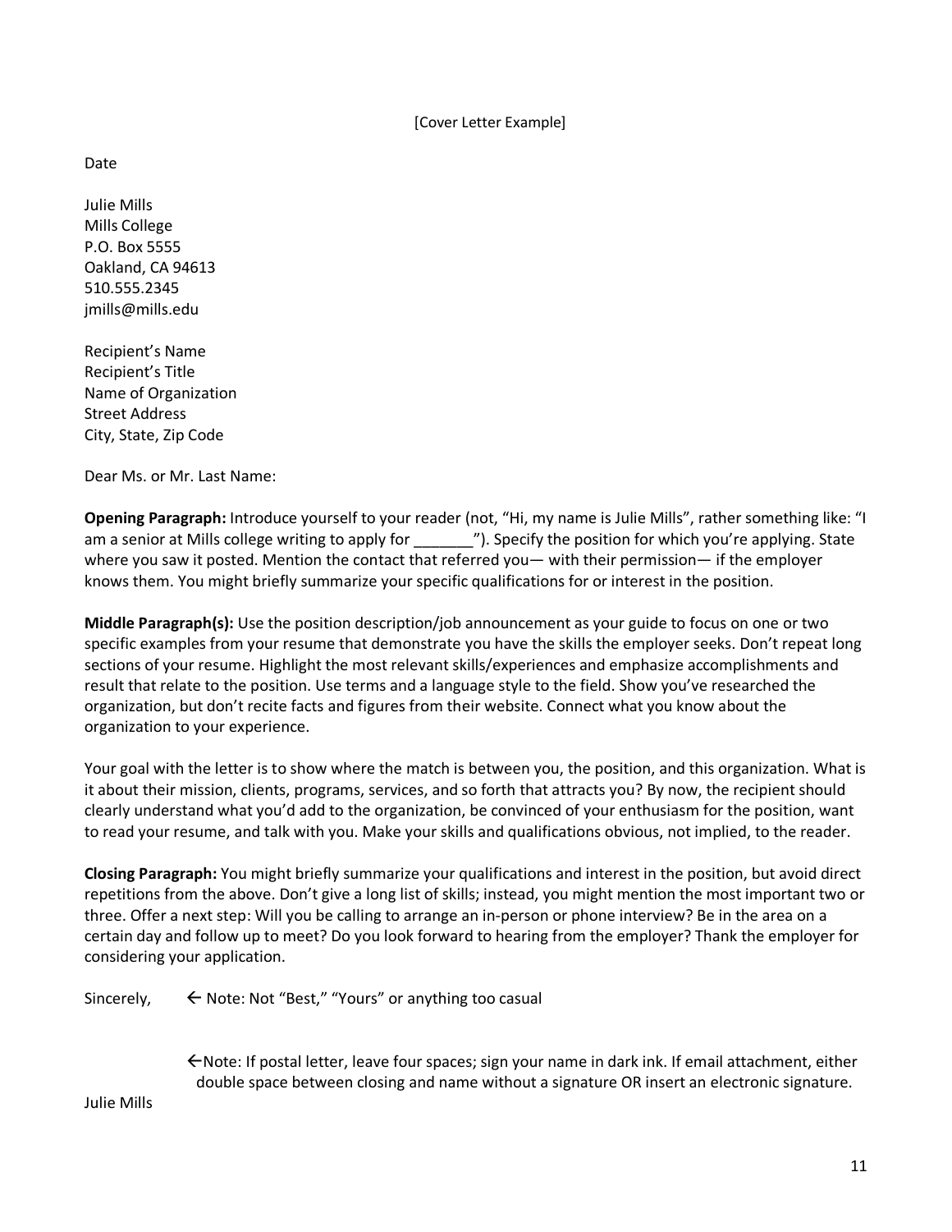[Cover Letter Example]

Date

Julie Mills
Mills College
P.O. Box 5555
Oakland, CA 94613
510.555.2345
jmills@mills.edu

Recipient's Name
Recipient's Title
Name of Organization
Street Address
City, State, Zip Code

Dear Ms. or Mr. Last Name:

**Opening Paragraph:** Introduce yourself to your reader (not, "Hi, my name is Julie Mills", rather something like: "I am a senior at Mills college writing to apply for _______"). Specify the position for which you're applying. State where you saw it posted. Mention the contact that referred you— with their permission— if the employer knows them. You might briefly summarize your specific qualifications for or interest in the position.

**Middle Paragraph(s):** Use the position description/job announcement as your guide to focus on one or two specific examples from your resume that demonstrate you have the skills the employer seeks. Don't repeat long sections of your resume. Highlight the most relevant skills/experiences and emphasize accomplishments and result that relate to the position. Use terms and a language style to the field. Show you've researched the organization, but don't recite facts and figures from their website. Connect what you know about the organization to your experience.

Your goal with the letter is to show where the match is between you, the position, and this organization. What is it about their mission, clients, programs, services, and so forth that attracts you? By now, the recipient should clearly understand what you'd add to the organization, be convinced of your enthusiasm for the position, want to read your resume, and talk with you. Make your skills and qualifications obvious, not implied, to the reader.

**Closing Paragraph:** You might briefly summarize your qualifications and interest in the position, but avoid direct repetitions from the above. Don't give a long list of skills; instead, you might mention the most important two or three. Offer a next step: Will you be calling to arrange an in-person or phone interview? Be in the area on a certain day and follow up to meet? Do you look forward to hearing from the employer? Thank the employer for considering your application.

Sincerely, ← Note: Not "Best," "Yours" or anything too casual

←Note: If postal letter, leave four spaces; sign your name in dark ink. If email attachment, either double space between closing and name without a signature OR insert an electronic signature.

Julie Mills